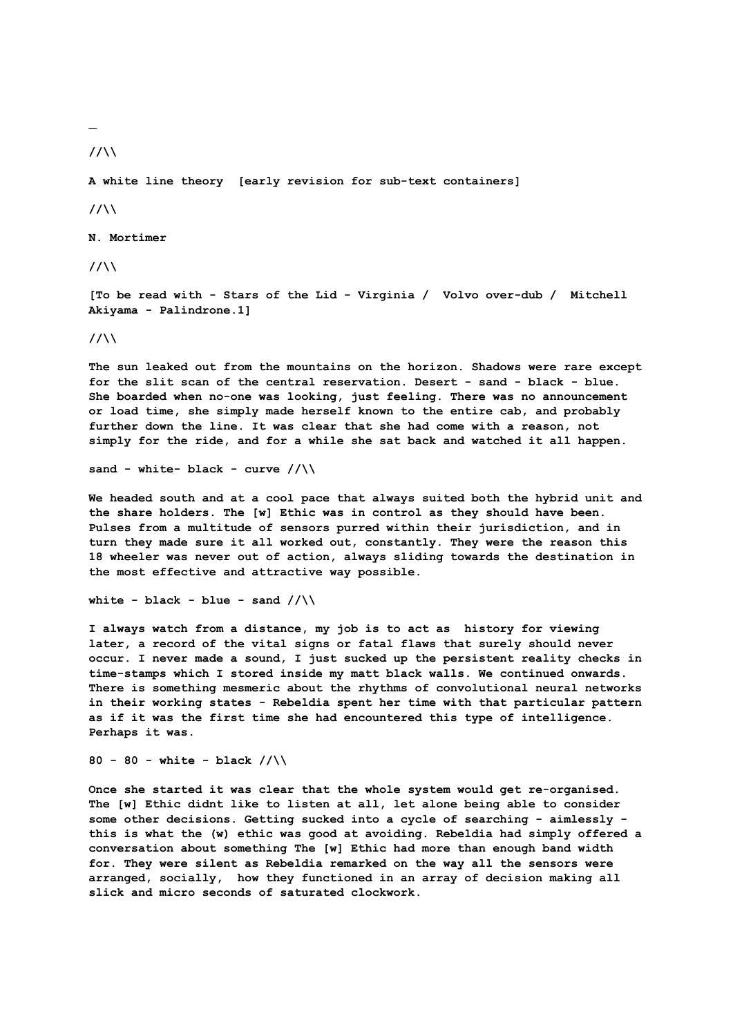—

//\\

**A white line theory [early revision for sub-text containers]**

//\\

**N. Mortimer**

//\\

**[To be read with - Stars of the Lid - Virginia / Volvo over-dub / Mitchell Akiyama - Palindrone.1]**

//\\

**The sun leaked out from the mountains on the horizon. Shadows were rare except for the slit scan of the central reservation. Desert - sand - black - blue. She boarded when no-one was looking, just feeling. There was no announcement or load time, she simply made herself known to the entire cab, and probably further down the line. It was clear that she had come with a reason, not simply for the ride, and for a while she sat back and watched it all happen.**

**sand - white- black - curve //\\**

**We headed south and at a cool pace that always suited both the hybrid unit and the share holders. The [w] Ethic was in control as they should have been. Pulses from a multitude of sensors purred within their jurisdiction, and in turn they made sure it all worked out, constantly. They were the reason this 18 wheeler was never out of action, always sliding towards the destination in the most effective and attractive way possible.**

**white - black - blue - sand //\\**

**I always watch from a distance, my job is to act as history for viewing later, a record of the vital signs or fatal flaws that surely should never occur. I never made a sound, I just sucked up the persistent reality checks in time-stamps which I stored inside my matt black walls. We continued onwards. There is something mesmeric about the rhythms of convolutional neural networks in their working states - Rebeldia spent her time with that particular pattern as if it was the first time she had encountered this type of intelligence. Perhaps it was.**

**80 - 80 - white - black //\\**

**Once she started it was clear that the whole system would get re-organised. The [w] Ethic didnt like to listen at all, let alone being able to consider some other decisions. Getting sucked into a cycle of searching - aimlessly - this is what the (w) ethic was good at avoiding. Rebeldia had simply offered a conversation about something The [w] Ethic had more than enough band width for. They were silent as Rebeldia remarked on the way all the sensors were arranged, socially, how they functioned in an array of decision making all slick and micro seconds of saturated clockwork.**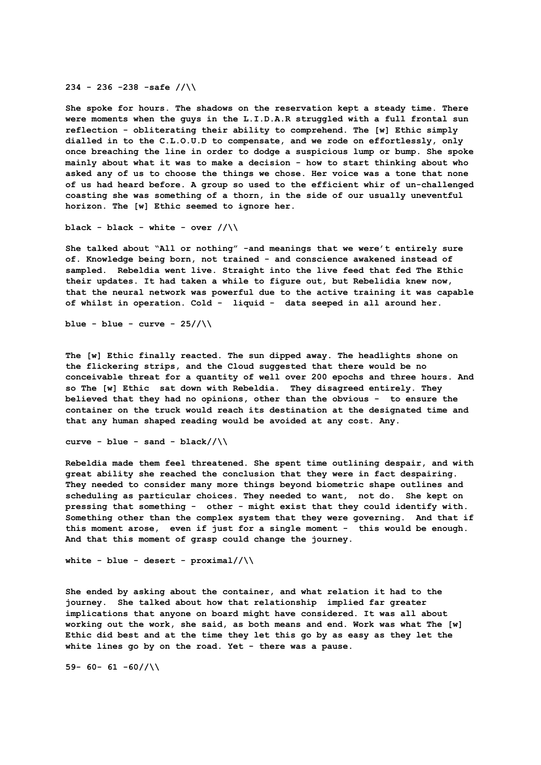**234 - 236 -238 -safe //\\**

**She spoke for hours. The shadows on the reservation kept a steady time. There were moments when the guys in the L.I.D.A.R struggled with a full frontal sun reflection - obliterating their ability to comprehend. The [w] Ethic simply dialled in to the C.L.O.U.D to compensate, and we rode on effortlessly, only once breaching the line in order to dodge a suspicious lump or bump. She spoke mainly about what it was to make a decision - how to start thinking about who asked any of us to choose the things we chose. Her voice was a tone that none of us had heard before. A group so used to the efficient whir of un-challenged coasting she was something of a thorn, in the side of our usually uneventful horizon. The [w] Ethic seemed to ignore her.**

**black - black - white - over //\\**

**She talked about "All or nothing" -and meanings that we weren't entirely sure of. Knowledge being born, not trained - and conscience awakened instead of sampled. Rebeldia went live. Straight into the live feed that fed The Ethic their updates. It had taken a while to figure out, but Rebelidia knew now, that the neural network was powerful due to the active training it was capable of whilst in operation. Cold - liquid - data seeped in all around her.**

**blue - blue - curve - 25//\\**

**The [w] Ethic finally reacted. The sun dipped away. The headlights shone on the flickering strips, and the Cloud suggested that there would be no conceivable threat for a quantity of well over 200 epochs and three hours. And so The [w] Ethic sat down with Rebeldia. They disagreed entirely. They believed that they had no opinions, other than the obvious - to ensure the container on the truck would reach its destination at the designated time and that any human shaped reading would be avoided at any cost. Any.**

**curve - blue - sand - black//\\**

**Rebeldia made them feel threatened. She spent time outlining despair, and with great ability she reached the conclusion that they were in fact despairing. They needed to consider many more things beyond biometric shape outlines and scheduling as particular choices. They needed to want, not do. She kept on pressing that something - other - might exist that they could identify with. Something other than the complex system that they were governing. And that if this moment arose, even if just for a single moment - this would be enough. And that this moment of grasp could change the journey.**

**white - blue - desert - proximal//\\**

**She ended by asking about the container, and what relation it had to the journey. She talked about how that relationship implied far greater implications that anyone on board might have considered. It was all about working out the work, she said, as both means and end. Work was what The [w] Ethic did best and at the time they let this go by as easy as they let the white lines go by on the road. Yet - there was a pause.**

**59- 60- 61 -60//\\**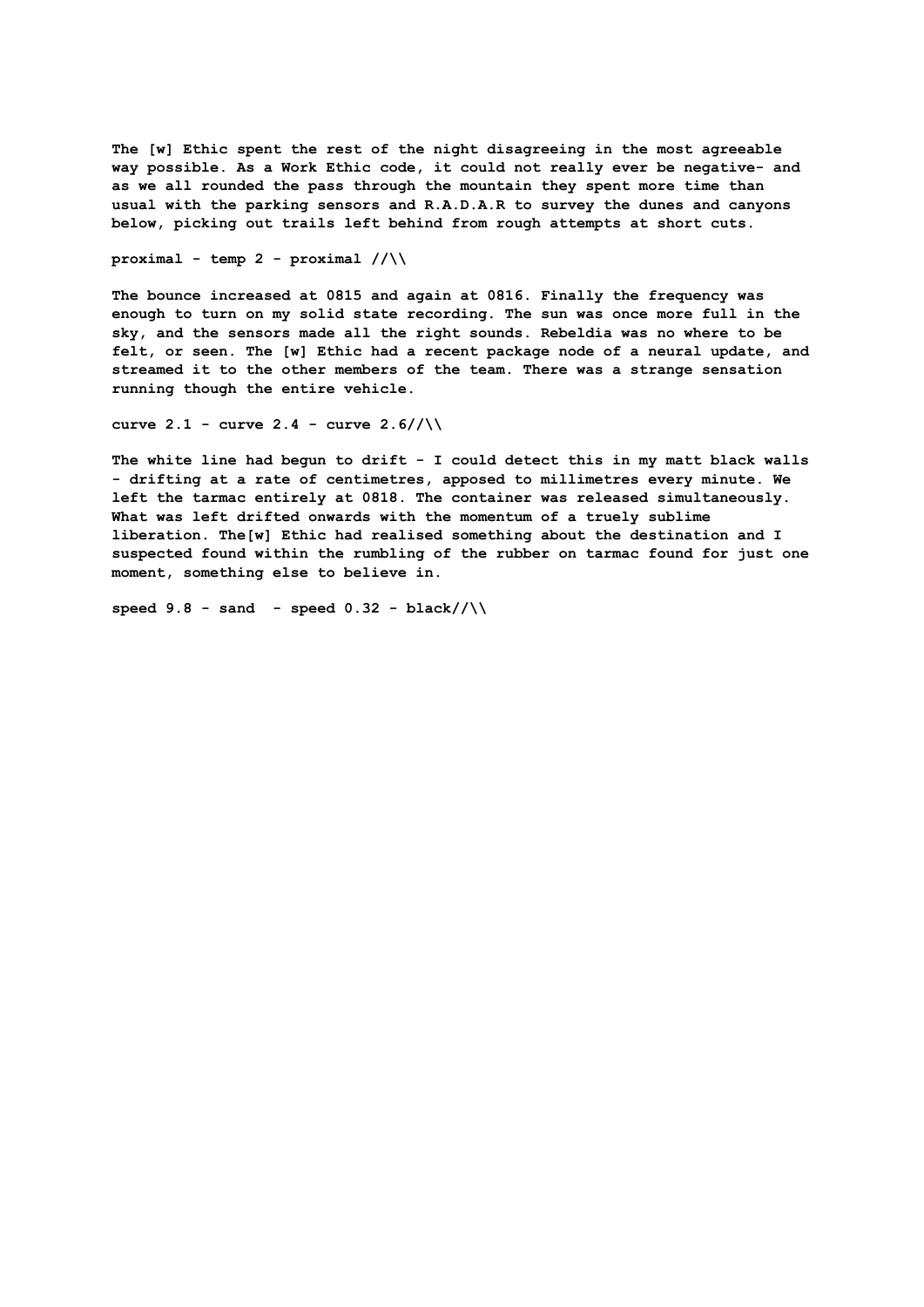**The [w] Ethic spent the rest of the night disagreeing in the most agreeable way possible. As a Work Ethic code, it could not really ever be negative- and as we all rounded the pass through the mountain they spent more time than usual with the parking sensors and R.A.D.A.R to survey the dunes and canyons below, picking out trails left behind from rough attempts at short cuts.**

**proximal - temp 2 - proximal //\\**

**The bounce increased at 0815 and again at 0816. Finally the frequency was enough to turn on my solid state recording. The sun was once more full in the sky, and the sensors made all the right sounds. Rebeldia was no where to be felt, or seen. The [w] Ethic had a recent package node of a neural update, and streamed it to the other members of the team. There was a strange sensation running though the entire vehicle.**

**curve 2.1 - curve 2.4 - curve 2.6//\\**

**The white line had begun to drift - I could detect this in my matt black walls - drifting at a rate of centimetres, apposed to millimetres every minute. We left the tarmac entirely at 0818. The container was released simultaneously. What was left drifted onwards with the momentum of a truely sublime liberation. The[w] Ethic had realised something about the destination and I suspected found within the rumbling of the rubber on tarmac found for just one moment, something else to believe in.**

**speed 9.8 - sand - speed 0.32 - black//\\**